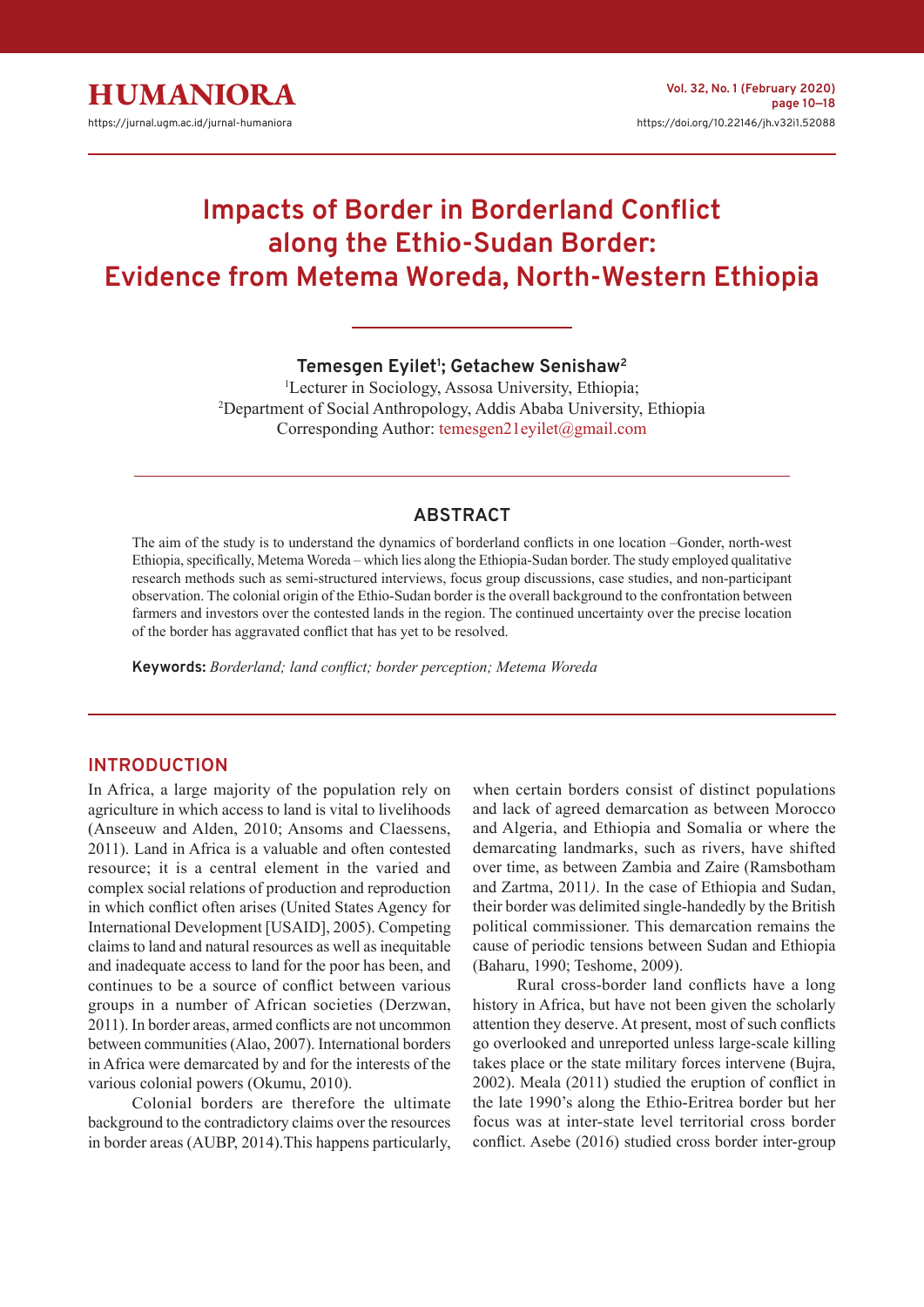# Impacts of Border in Borderland Conflict along the Ethio-Sudan Border: Evidence from Metema Woreda, North-Western Ethiopia

**Temesgen Eyilet[1]; Getachew Senishaw[2]**

[1]Lecturer in Sociology, Assosa University, Ethiopia;
[2]Department of Social Anthropology, Addis Ababa University, Ethiopia
Corresponding Author: temesgen21eyilet@gmail.com

## ABSTRACT

The aim of the study is to understand the dynamics of borderland conflicts in one location –Gonder, north-west Ethiopia, specifically, Metema Woreda – which lies along the Ethiopia-Sudan border. The study employed qualitative research methods such as semi-structured interviews, focus group discussions, case studies, and non-participant observation. The colonial origin of the Ethio-Sudan border is the overall background to the confrontation between farmers and investors over the contested lands in the region. The continued uncertainty over the precise location of the border has aggravated conflict that has yet to be resolved.

**Keywords:** *Borderland; land conflict; border perception; Metema Woreda*

## INTRODUCTION

In Africa, a large majority of the population rely on agriculture in which access to land is vital to livelihoods (Anseeuw and Alden, 2010; Ansoms and Claessens, 2011). Land in Africa is a valuable and often contested resource; it is a central element in the varied and complex social relations of production and reproduction in which conflict often arises (United States Agency for International Development [USAID], 2005). Competing claims to land and natural resources as well as inequitable and inadequate access to land for the poor has been, and continues to be a source of conflict between various groups in a number of African societies (Derzwan, 2011). In border areas, armed conflicts are not uncommon between communities (Alao, 2007). International borders in Africa were demarcated by and for the interests of the various colonial powers (Okumu, 2010).

Colonial borders are therefore the ultimate background to the contradictory claims over the resources in border areas (AUBP, 2014).This happens particularly, when certain borders consist of distinct populations and lack of agreed demarcation as between Morocco and Algeria, and Ethiopia and Somalia or where the demarcating landmarks, such as rivers, have shifted over time, as between Zambia and Zaire (Ramsbotham and Zartma, 2011*)*. In the case of Ethiopia and Sudan, their border was delimited single-handedly by the British political commissioner. This demarcation remains the cause of periodic tensions between Sudan and Ethiopia (Baharu, 1990; Teshome, 2009).

Rural cross-border land conflicts have a long history in Africa, but have not been given the scholarly attention they deserve. At present, most of such conflicts go overlooked and unreported unless large-scale killing takes place or the state military forces intervene (Bujra, 2002). Meala (2011) studied the eruption of conflict in the late 1990's along the Ethio-Eritrea border but her focus was at inter-state level territorial cross border conflict. Asebe (2016) studied cross border inter-group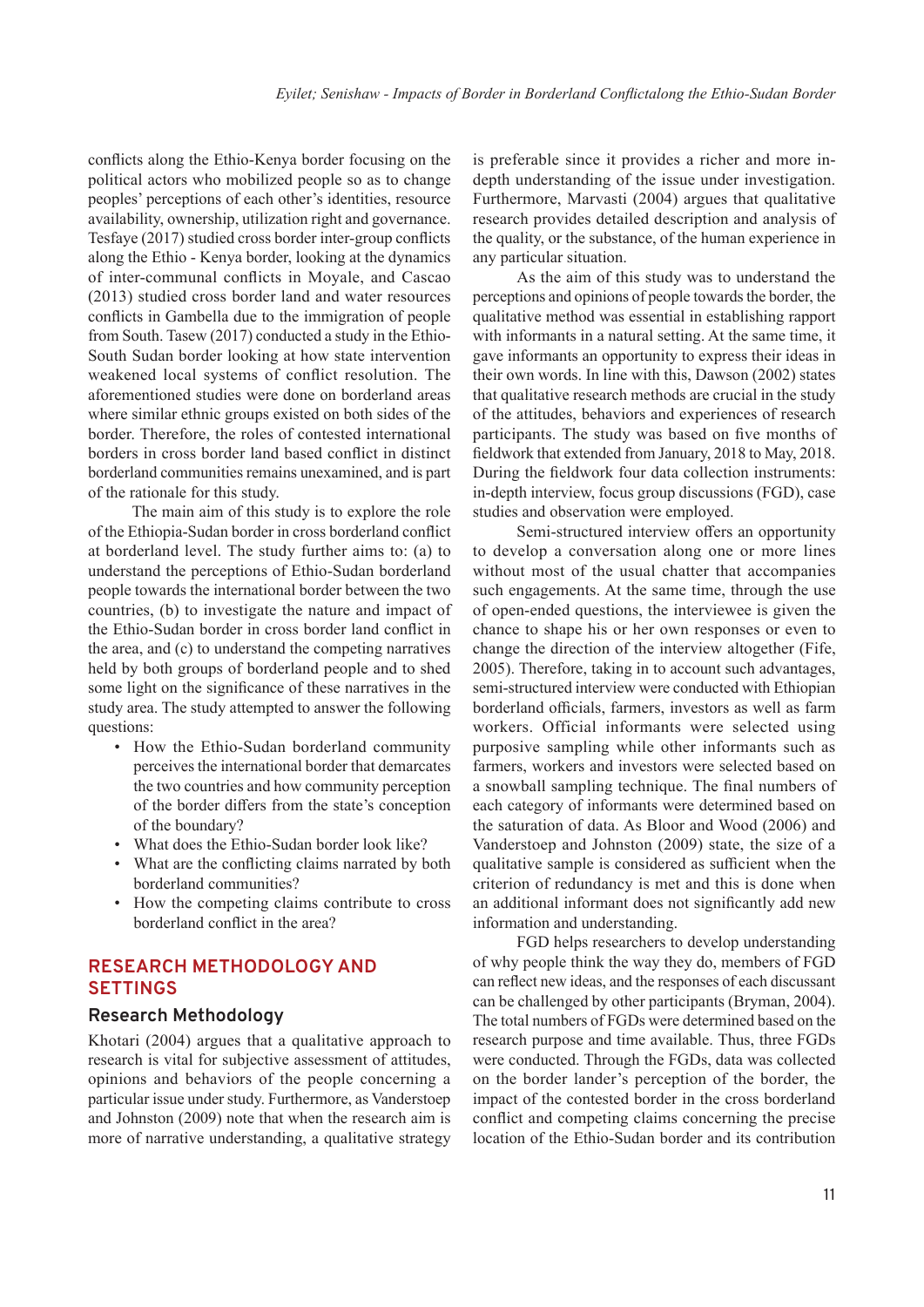conflicts along the Ethio-Kenya border focusing on the political actors who mobilized people so as to change peoples' perceptions of each other's identities, resource availability, ownership, utilization right and governance. Tesfaye (2017) studied cross border inter-group conflicts along the Ethio - Kenya border, looking at the dynamics of inter-communal conflicts in Moyale, and Cascao (2013) studied cross border land and water resources conflicts in Gambella due to the immigration of people from South. Tasew (2017) conducted a study in the Ethio-South Sudan border looking at how state intervention weakened local systems of conflict resolution. The aforementioned studies were done on borderland areas where similar ethnic groups existed on both sides of the border. Therefore, the roles of contested international borders in cross border land based conflict in distinct borderland communities remains unexamined, and is part of the rationale for this study.

The main aim of this study is to explore the role of the Ethiopia-Sudan border in cross borderland conflict at borderland level. The study further aims to: (a) to understand the perceptions of Ethio-Sudan borderland people towards the international border between the two countries, (b) to investigate the nature and impact of the Ethio-Sudan border in cross border land conflict in the area, and (c) to understand the competing narratives held by both groups of borderland people and to shed some light on the significance of these narratives in the study area. The study attempted to answer the following questions:

- How the Ethio-Sudan borderland community perceives the international border that demarcates the two countries and how community perception of the border differs from the state's conception of the boundary?
- What does the Ethio-Sudan border look like?
- What are the conflicting claims narrated by both borderland communities?
- How the competing claims contribute to cross borderland conflict in the area?

## RESEARCH METHODOLOGY AND SETTINGS

### Research Methodology

Khotari (2004) argues that a qualitative approach to research is vital for subjective assessment of attitudes, opinions and behaviors of the people concerning a particular issue under study. Furthermore, as Vanderstoep and Johnston (2009) note that when the research aim is more of narrative understanding, a qualitative strategy is preferable since it provides a richer and more in-depth understanding of the issue under investigation. Furthermore, Marvasti (2004) argues that qualitative research provides detailed description and analysis of the quality, or the substance, of the human experience in any particular situation.

As the aim of this study was to understand the perceptions and opinions of people towards the border, the qualitative method was essential in establishing rapport with informants in a natural setting. At the same time, it gave informants an opportunity to express their ideas in their own words. In line with this, Dawson (2002) states that qualitative research methods are crucial in the study of the attitudes, behaviors and experiences of research participants. The study was based on five months of fieldwork that extended from January, 2018 to May, 2018. During the fieldwork four data collection instruments: in-depth interview, focus group discussions (FGD), case studies and observation were employed.

Semi-structured interview offers an opportunity to develop a conversation along one or more lines without most of the usual chatter that accompanies such engagements. At the same time, through the use of open-ended questions, the interviewee is given the chance to shape his or her own responses or even to change the direction of the interview altogether (Fife, 2005). Therefore, taking in to account such advantages, semi-structured interview were conducted with Ethiopian borderland officials, farmers, investors as well as farm workers. Official informants were selected using purposive sampling while other informants such as farmers, workers and investors were selected based on a snowball sampling technique. The final numbers of each category of informants were determined based on the saturation of data. As Bloor and Wood (2006) and Vanderstoep and Johnston (2009) state, the size of a qualitative sample is considered as sufficient when the criterion of redundancy is met and this is done when an additional informant does not significantly add new information and understanding.

FGD helps researchers to develop understanding of why people think the way they do, members of FGD can reflect new ideas, and the responses of each discussant can be challenged by other participants (Bryman, 2004). The total numbers of FGDs were determined based on the research purpose and time available. Thus, three FGDs were conducted. Through the FGDs, data was collected on the border lander's perception of the border, the impact of the contested border in the cross borderland conflict and competing claims concerning the precise location of the Ethio-Sudan border and its contribution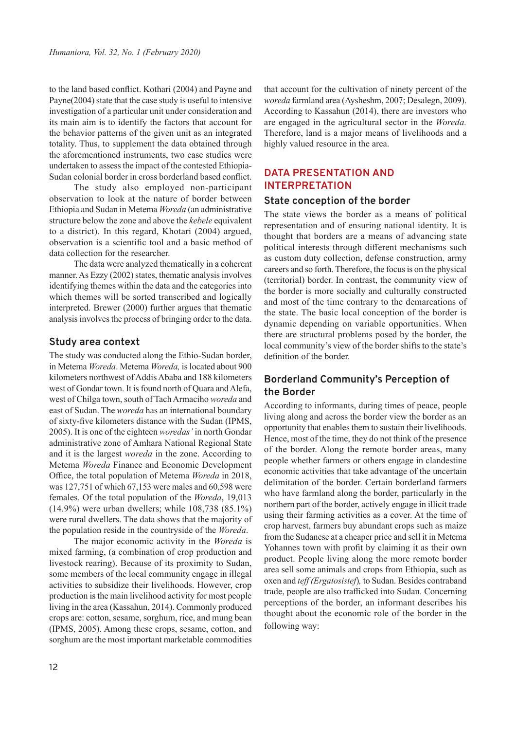to the land based conflict. Kothari (2004) and Payne and Payne(2004) state that the case study is useful to intensive investigation of a particular unit under consideration and its main aim is to identify the factors that account for the behavior patterns of the given unit as an integrated totality. Thus, to supplement the data obtained through the aforementioned instruments, two case studies were undertaken to assess the impact of the contested Ethiopia-Sudan colonial border in cross borderland based conflict.

The study also employed non-participant observation to look at the nature of border between Ethiopia and Sudan in Metema *Woreda* (an administrative structure below the zone and above the *kebele* equivalent to a district). In this regard, Khotari (2004) argued, observation is a scientific tool and a basic method of data collection for the researcher.

The data were analyzed thematically in a coherent manner. As Ezzy (2002) states, thematic analysis involves identifying themes within the data and the categories into which themes will be sorted transcribed and logically interpreted. Brewer (2000) further argues that thematic analysis involves the process of bringing order to the data.

### Study area context

The study was conducted along the Ethio-Sudan border, in Metema *Woreda*. Metema *Woreda,* is located about 900 kilometers northwest of Addis Ababa and 188 kilometers west of Gondar town. It is found north of Quara and Alefa, west of Chilga town, south of Tach Armaciho *woreda* and east of Sudan. The *woreda* has an international boundary of sixty-five kilometers distance with the Sudan (IPMS, 2005). It is one of the eighteen *woredas'* in north Gondar administrative zone of Amhara National Regional State and it is the largest *woreda* in the zone. According to Metema *Woreda* Finance and Economic Development Office, the total population of Metema *Woreda* in 2018, was 127,751 of which 67,153 were males and 60,598 were females. Of the total population of the *Woreda*, 19,013 (14.9%) were urban dwellers; while 108,738 (85.1%) were rural dwellers. The data shows that the majority of the population reside in the countryside of the *Woreda*.

The major economic activity in the *Woreda* is mixed farming, (a combination of crop production and livestock rearing). Because of its proximity to Sudan, some members of the local community engage in illegal activities to subsidize their livelihoods. However, crop production is the main livelihood activity for most people living in the area (Kassahun, 2014). Commonly produced crops are: cotton, sesame, sorghum, rice, and mung bean (IPMS, 2005). Among these crops, sesame, cotton, and sorghum are the most important marketable commodities that account for the cultivation of ninety percent of the *woreda* farmland area (Aysheshm, 2007; Desalegn, 2009). According to Kassahun (2014), there are investors who are engaged in the agricultural sector in the *Woreda.* Therefore, land is a major means of livelihoods and a highly valued resource in the area.

## DATA PRESENTATION AND INTERPRETATION

### State conception of the border

The state views the border as a means of political representation and of ensuring national identity. It is thought that borders are a means of advancing state political interests through different mechanisms such as custom duty collection, defense construction, army careers and so forth. Therefore, the focus is on the physical (territorial) border. In contrast, the community view of the border is more socially and culturally constructed and most of the time contrary to the demarcations of the state. The basic local conception of the border is dynamic depending on variable opportunities. When there are structural problems posed by the border, the local community's view of the border shifts to the state's definition of the border.

### Borderland Community's Perception of the Border

According to informants, during times of peace, people living along and across the border view the border as an opportunity that enables them to sustain their livelihoods. Hence, most of the time, they do not think of the presence of the border. Along the remote border areas, many people whether farmers or others engage in clandestine economic activities that take advantage of the uncertain delimitation of the border. Certain borderland farmers who have farmland along the border, particularly in the northern part of the border, actively engage in illicit trade using their farming activities as a cover. At the time of crop harvest, farmers buy abundant crops such as maize from the Sudanese at a cheaper price and sell it in Metema Yohannes town with profit by claiming it as their own product. People living along the more remote border area sell some animals and crops from Ethiopia, such as oxen and *teff (Ergatosistef),* to Sudan. Besides contraband trade, people are also trafficked into Sudan. Concerning perceptions of the border, an informant describes his thought about the economic role of the border in the following way: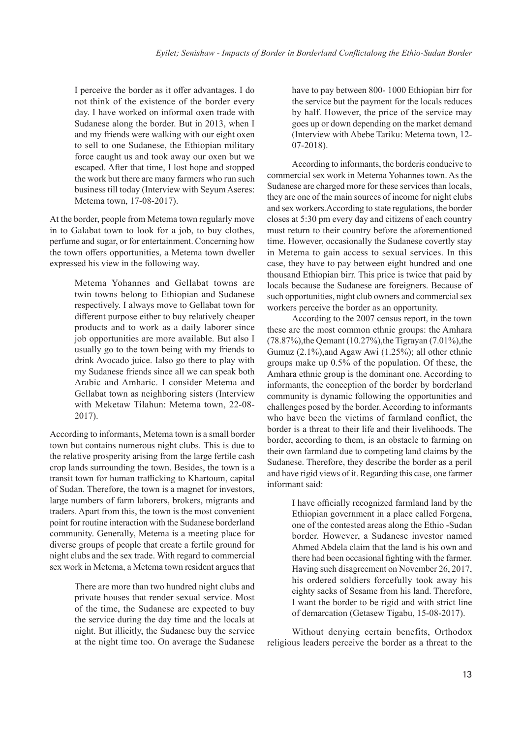> I perceive the border as it offer advantages. I do not think of the existence of the border every day. I have worked on informal oxen trade with Sudanese along the border. But in 2013, when I and my friends were walking with our eight oxen to sell to one Sudanese, the Ethiopian military force caught us and took away our oxen but we escaped. After that time, I lost hope and stopped the work but there are many farmers who run such business till today (Interview with Seyum Aseres: Metema town, 17-08-2017).

At the border, people from Metema town regularly move in to Galabat town to look for a job, to buy clothes, perfume and sugar, or for entertainment. Concerning how the town offers opportunities, a Metema town dweller expressed his view in the following way.

> Metema Yohannes and Gellabat towns are twin towns belong to Ethiopian and Sudanese respectively. I always move to Gellabat town for different purpose either to buy relatively cheaper products and to work as a daily laborer since job opportunities are more available. But also I usually go to the town being with my friends to drink Avocado juice. Ialso go there to play with my Sudanese friends since all we can speak both Arabic and Amharic. I consider Metema and Gellabat town as neighboring sisters (Interview with Meketaw Tilahun: Metema town, 22-08-2017).

According to informants, Metema town is a small border town but contains numerous night clubs. This is due to the relative prosperity arising from the large fertile cash crop lands surrounding the town. Besides, the town is a transit town for human trafficking to Khartoum, capital of Sudan. Therefore, the town is a magnet for investors, large numbers of farm laborers, brokers, migrants and traders. Apart from this, the town is the most convenient point for routine interaction with the Sudanese borderland community. Generally, Metema is a meeting place for diverse groups of people that create a fertile ground for night clubs and the sex trade. With regard to commercial sex work in Metema, a Metema town resident argues that

> There are more than two hundred night clubs and private houses that render sexual service. Most of the time, the Sudanese are expected to buy the service during the day time and the locals at night. But illicitly, the Sudanese buy the service at the night time too. On average the Sudanese have to pay between 800- 1000 Ethiopian birr for the service but the payment for the locals reduces by half. However, the price of the service may goes up or down depending on the market demand (Interview with Abebe Tariku: Metema town, 12-07-2018).

According to informants, the borderis conducive to commercial sex work in Metema Yohannes town. As the Sudanese are charged more for these services than locals, they are one of the main sources of income for night clubs and sex workers.According to state regulations, the border closes at 5:30 pm every day and citizens of each country must return to their country before the aforementioned time. However, occasionally the Sudanese covertly stay in Metema to gain access to sexual services. In this case, they have to pay between eight hundred and one thousand Ethiopian birr. This price is twice that paid by locals because the Sudanese are foreigners. Because of such opportunities, night club owners and commercial sex workers perceive the border as an opportunity.

According to the 2007 census report, in the town these are the most common ethnic groups: the Amhara (78.87%),the Qemant (10.27%),the Tigrayan (7.01%),the Gumuz (2.1%),and Agaw Awi (1.25%); all other ethnic groups make up 0.5% of the population. Of these, the Amhara ethnic group is the dominant one. According to informants, the conception of the border by borderland community is dynamic following the opportunities and challenges posed by the border. According to informants who have been the victims of farmland conflict, the border is a threat to their life and their livelihoods. The border, according to them, is an obstacle to farming on their own farmland due to competing land claims by the Sudanese. Therefore, they describe the border as a peril and have rigid views of it. Regarding this case, one farmer informant said:

> I have officially recognized farmland land by the Ethiopian government in a place called Forgena, one of the contested areas along the Ethio -Sudan border. However, a Sudanese investor named Ahmed Abdela claim that the land is his own and there had been occasional fighting with the farmer. Having such disagreement on November 26, 2017, his ordered soldiers forcefully took away his eighty sacks of Sesame from his land. Therefore, I want the border to be rigid and with strict line of demarcation (Getasew Tigabu, 15-08-2017).

Without denying certain benefits, Orthodox religious leaders perceive the border as a threat to the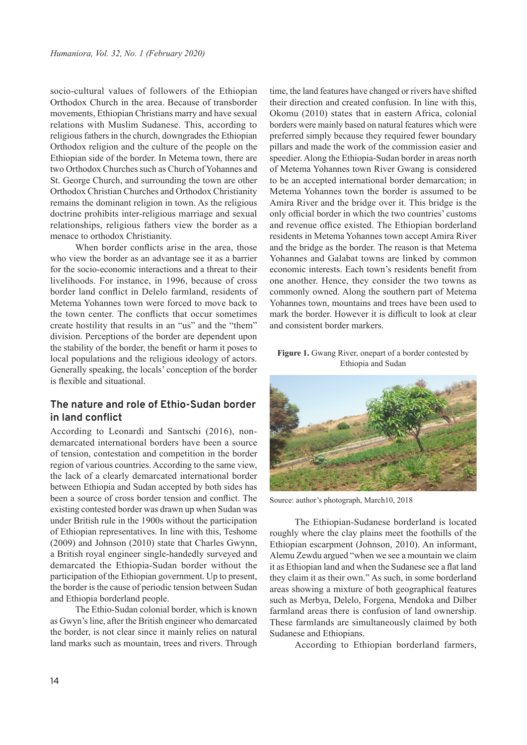socio-cultural values of followers of the Ethiopian Orthodox Church in the area. Because of transborder movements, Ethiopian Christians marry and have sexual relations with Muslim Sudanese. This, according to religious fathers in the church, downgrades the Ethiopian Orthodox religion and the culture of the people on the Ethiopian side of the border. In Metema town, there are two Orthodox Churches such as Church of Yohannes and St. George Church, and surrounding the town are other Orthodox Christian Churches and Orthodox Christianity remains the dominant religion in town. As the religious doctrine prohibits inter-religious marriage and sexual relationships, religious fathers view the border as a menace to orthodox Christianity.

When border conflicts arise in the area, those who view the border as an advantage see it as a barrier for the socio-economic interactions and a threat to their livelihoods. For instance, in 1996, because of cross border land conflict in Delelo farmland, residents of Metema Yohannes town were forced to move back to the town center. The conflicts that occur sometimes create hostility that results in an "us" and the "them" division. Perceptions of the border are dependent upon the stability of the border, the benefit or harm it poses to local populations and the religious ideology of actors. Generally speaking, the locals' conception of the border is flexible and situational.

## The nature and role of Ethio-Sudan border in land conflict

According to Leonardi and Santschi (2016), non-demarcated international borders have been a source of tension, contestation and competition in the border region of various countries. According to the same view, the lack of a clearly demarcated international border between Ethiopia and Sudan accepted by both sides has been a source of cross border tension and conflict. The existing contested border was drawn up when Sudan was under British rule in the 1900s without the participation of Ethiopian representatives. In line with this, Teshome (2009) and Johnson (2010) state that Charles Gwynn, a British royal engineer single-handedly surveyed and demarcated the Ethiopia-Sudan border without the participation of the Ethiopian government. Up to present, the border is the cause of periodic tension between Sudan and Ethiopia borderland people.

The Ethio-Sudan colonial border, which is known as Gwyn's line, after the British engineer who demarcated the border, is not clear since it mainly relies on natural land marks such as mountain, trees and rivers. Through time, the land features have changed or rivers have shifted their direction and created confusion. In line with this, Okomu (2010) states that in eastern Africa, colonial borders were mainly based on natural features which were preferred simply because they required fewer boundary pillars and made the work of the commission easier and speedier. Along the Ethiopia-Sudan border in areas north of Metema Yohannes town River Gwang is considered to be an accepted international border demarcation; in Metema Yohannes town the border is assumed to be Amira River and the bridge over it. This bridge is the only official border in which the two countries' customs and revenue office existed. The Ethiopian borderland residents in Metema Yohannes town accept Amira River and the bridge as the border. The reason is that Metema Yohannes and Galabat towns are linked by common economic interests. Each town's residents benefit from one another. Hence, they consider the two towns as commonly owned. Along the southern part of Metema Yohannes town, mountains and trees have been used to mark the border. However it is difficult to look at clear and consistent border markers.

**Figure 1.** Gwang River, onepart of a border contested by Ethiopia and Sudan

Source: author's photograph, March10, 2018

The Ethiopian-Sudanese borderland is located roughly where the clay plains meet the foothills of the Ethiopian escarpment (Johnson, 2010). An informant, Alemu Zewdu argued "when we see a mountain we claim it as Ethiopian land and when the Sudanese see a flat land they claim it as their own." As such, in some borderland areas showing a mixture of both geographical features such as Merbya, Delelo, Forgena, Mendoka and Dilber farmland areas there is confusion of land ownership. These farmlands are simultaneously claimed by both Sudanese and Ethiopians.

According to Ethiopian borderland farmers,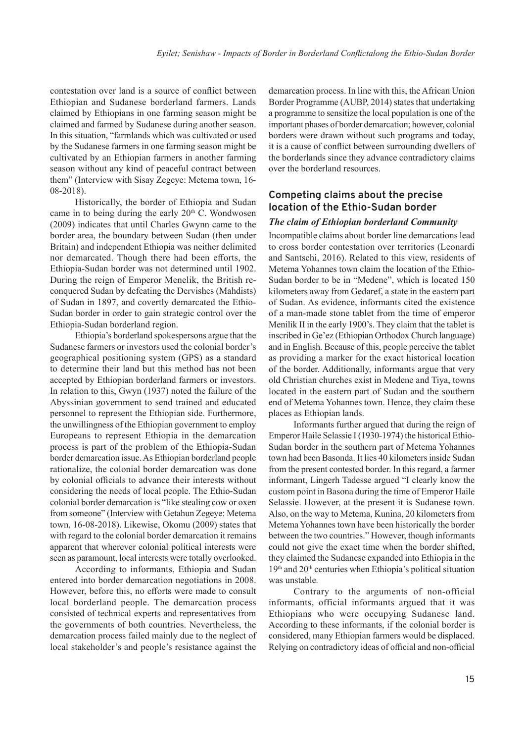contestation over land is a source of conflict between Ethiopian and Sudanese borderland farmers. Lands claimed by Ethiopians in one farming season might be claimed and farmed by Sudanese during another season. In this situation, "farmlands which was cultivated or used by the Sudanese farmers in one farming season might be cultivated by an Ethiopian farmers in another farming season without any kind of peaceful contract between them" (Interview with Sisay Zegeye: Metema town, 16-08-2018).

Historically, the border of Ethiopia and Sudan came in to being during the early 20th C. Wondwosen (2009) indicates that until Charles Gwynn came to the border area, the boundary between Sudan (then under Britain) and independent Ethiopia was neither delimited nor demarcated. Though there had been efforts, the Ethiopia-Sudan border was not determined until 1902. During the reign of Emperor Menelik, the British re-conquered Sudan by defeating the Dervishes (Mahdists) of Sudan in 1897, and covertly demarcated the Ethio-Sudan border in order to gain strategic control over the Ethiopia-Sudan borderland region.

Ethiopia's borderland spokespersons argue that the Sudanese farmers or investors used the colonial border's geographical positioning system (GPS) as a standard to determine their land but this method has not been accepted by Ethiopian borderland farmers or investors. In relation to this, Gwyn (1937) noted the failure of the Abyssinian government to send trained and educated personnel to represent the Ethiopian side. Furthermore, the unwillingness of the Ethiopian government to employ Europeans to represent Ethiopia in the demarcation process is part of the problem of the Ethiopia-Sudan border demarcation issue. As Ethiopian borderland people rationalize, the colonial border demarcation was done by colonial officials to advance their interests without considering the needs of local people. The Ethio-Sudan colonial border demarcation is "like stealing cow or oxen from someone" (Interview with Getahun Zegeye: Metema town, 16-08-2018). Likewise, Okomu (2009) states that with regard to the colonial border demarcation it remains apparent that wherever colonial political interests were seen as paramount, local interests were totally overlooked.

According to informants, Ethiopia and Sudan entered into border demarcation negotiations in 2008. However, before this, no efforts were made to consult local borderland people. The demarcation process consisted of technical experts and representatives from the governments of both countries. Nevertheless, the demarcation process failed mainly due to the neglect of local stakeholder's and people's resistance against the demarcation process. In line with this, the African Union Border Programme (AUBP, 2014) states that undertaking a programme to sensitize the local population is one of the important phases of border demarcation; however, colonial borders were drawn without such programs and today, it is a cause of conflict between surrounding dwellers of the borderlands since they advance contradictory claims over the borderland resources.

## Competing claims about the precise location of the Ethio-Sudan border

### *The claim of Ethiopian borderland Community*

Incompatible claims about border line demarcations lead to cross border contestation over territories (Leonardi and Santschi, 2016). Related to this view, residents of Metema Yohannes town claim the location of the Ethio-Sudan border to be in "Medene", which is located 150 kilometers away from Gedaref, a state in the eastern part of Sudan. As evidence, informants cited the existence of a man-made stone tablet from the time of emperor Menilik II in the early 1900's. They claim that the tablet is inscribed in Ge'ez (Ethiopian Orthodox Church language) and in English. Because of this, people perceive the tablet as providing a marker for the exact historical location of the border. Additionally, informants argue that very old Christian churches exist in Medene and Tiya, towns located in the eastern part of Sudan and the southern end of Metema Yohannes town. Hence, they claim these places as Ethiopian lands.

Informants further argued that during the reign of Emperor Haile Selassie I (1930-1974) the historical Ethio-Sudan border in the southern part of Metema Yohannes town had been Basonda. It lies 40 kilometers inside Sudan from the present contested border. In this regard, a farmer informant, Lingerh Tadesse argued "I clearly know the custom point in Basona during the time of Emperor Haile Selassie. However, at the present it is Sudanese town. Also, on the way to Metema, Kunina, 20 kilometers from Metema Yohannes town have been historically the border between the two countries." However, though informants could not give the exact time when the border shifted, they claimed the Sudanese expanded into Ethiopia in the 19th and 20th centuries when Ethiopia's political situation was unstable.

Contrary to the arguments of non-official informants, official informants argued that it was Ethiopians who were occupying Sudanese land. According to these informants, if the colonial border is considered, many Ethiopian farmers would be displaced. Relying on contradictory ideas of official and non-official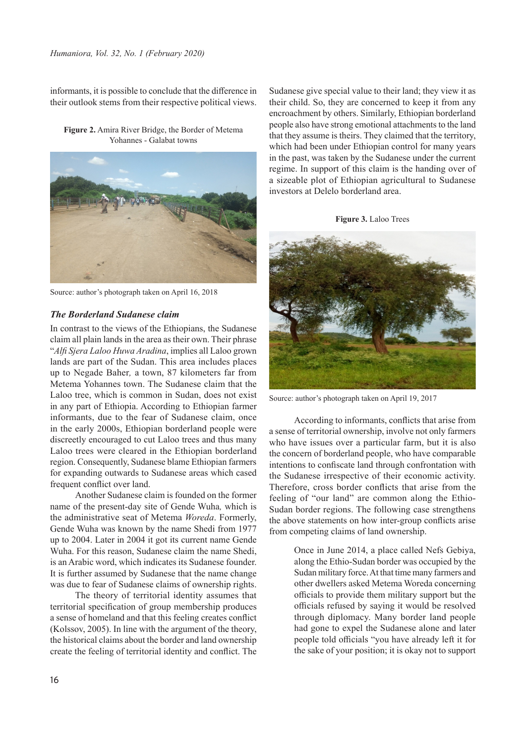informants, it is possible to conclude that the difference in their outlook stems from their respective political views.

**Figure 2.** Amira River Bridge, the Border of Metema Yohannes - Galabat towns

Source: author's photograph taken on April 16, 2018

### *The Borderland Sudanese claim*

In contrast to the views of the Ethiopians, the Sudanese claim all plain lands in the area as their own. Their phrase "*Alfi Sjera Laloo Huwa Aradina*, implies all Laloo grown lands are part of the Sudan. This area includes places up to Negade Baher*,* a town, 87 kilometers far from Metema Yohannes town. The Sudanese claim that the Laloo tree, which is common in Sudan, does not exist in any part of Ethiopia. According to Ethiopian farmer informants, due to the fear of Sudanese claim, once in the early 2000s, Ethiopian borderland people were discreetly encouraged to cut Laloo trees and thus many Laloo trees were cleared in the Ethiopian borderland region. Consequently, Sudanese blame Ethiopian farmers for expanding outwards to Sudanese areas which cased frequent conflict over land.

Another Sudanese claim is founded on the former name of the present-day site of Gende Wuha*,* which is the administrative seat of Metema *Woreda*. Formerly, Gende Wuha was known by the name Shedi from 1977 up to 2004. Later in 2004 it got its current name Gende Wuha. For this reason, Sudanese claim the name Shedi, is an Arabic word, which indicates its Sudanese founder. It is further assumed by Sudanese that the name change was due to fear of Sudanese claims of ownership rights.

The theory of territorial identity assumes that territorial specification of group membership produces a sense of homeland and that this feeling creates conflict (Kolssov, 2005). In line with the argument of the theory, the historical claims about the border and land ownership create the feeling of territorial identity and conflict. The Sudanese give special value to their land; they view it as their child. So, they are concerned to keep it from any encroachment by others. Similarly, Ethiopian borderland people also have strong emotional attachments to the land that they assume is theirs. They claimed that the territory, which had been under Ethiopian control for many years in the past, was taken by the Sudanese under the current regime. In support of this claim is the handing over of a sizeable plot of Ethiopian agricultural to Sudanese investors at Delelo borderland area.

**Figure 3.** Laloo Trees

Source: author's photograph taken on April 19, 2017

According to informants, conflicts that arise from a sense of territorial ownership, involve not only farmers who have issues over a particular farm, but it is also the concern of borderland people, who have comparable intentions to confiscate land through confrontation with the Sudanese irrespective of their economic activity. Therefore, cross border conflicts that arise from the feeling of "our land" are common along the Ethio-Sudan border regions. The following case strengthens the above statements on how inter-group conflicts arise from competing claims of land ownership.

> Once in June 2014, a place called Nefs Gebiya, along the Ethio-Sudan border was occupied by the Sudan military force. At that time many farmers and other dwellers asked Metema Woreda concerning officials to provide them military support but the officials refused by saying it would be resolved through diplomacy. Many border land people had gone to expel the Sudanese alone and later people told officials "you have already left it for the sake of your position; it is okay not to support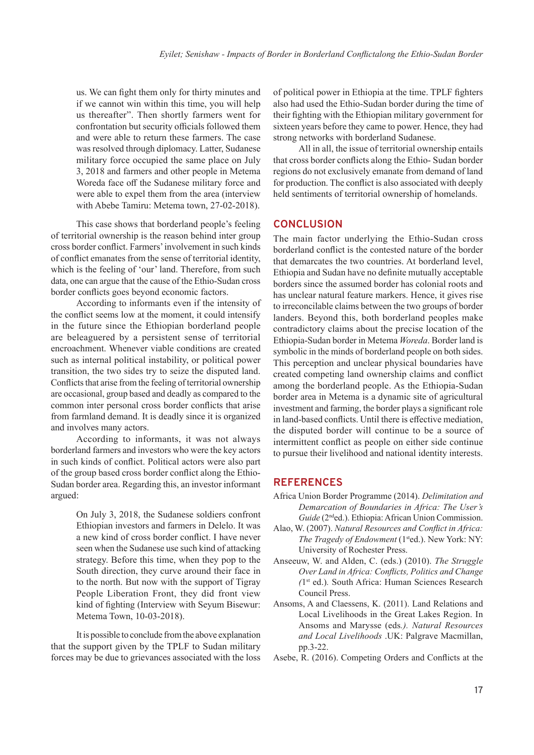us. We can fight them only for thirty minutes and if we cannot win within this time, you will help us thereafter". Then shortly farmers went for confrontation but security officials followed them and were able to return these farmers. The case was resolved through diplomacy. Latter, Sudanese military force occupied the same place on July 3, 2018 and farmers and other people in Metema Woreda face off the Sudanese military force and were able to expel them from the area (interview with Abebe Tamiru: Metema town, 27-02-2018).

This case shows that borderland people's feeling of territorial ownership is the reason behind inter group cross border conflict. Farmers' involvement in such kinds of conflict emanates from the sense of territorial identity, which is the feeling of 'our' land. Therefore, from such data, one can argue that the cause of the Ethio-Sudan cross border conflicts goes beyond economic factors.

According to informants even if the intensity of the conflict seems low at the moment, it could intensify in the future since the Ethiopian borderland people are beleaguered by a persistent sense of territorial encroachment. Whenever viable conditions are created such as internal political instability, or political power transition, the two sides try to seize the disputed land. Conflicts that arise from the feeling of territorial ownership are occasional, group based and deadly as compared to the common inter personal cross border conflicts that arise from farmland demand. It is deadly since it is organized and involves many actors.

According to informants, it was not always borderland farmers and investors who were the key actors in such kinds of conflict. Political actors were also part of the group based cross border conflict along the Ethio-Sudan border area. Regarding this, an investor informant argued:

> On July 3, 2018, the Sudanese soldiers confront Ethiopian investors and farmers in Delelo. It was a new kind of cross border conflict. I have never seen when the Sudanese use such kind of attacking strategy. Before this time, when they pop to the South direction, they curve around their face in to the north. But now with the support of Tigray People Liberation Front, they did front view kind of fighting (Interview with Seyum Bisewur: Metema Town, 10-03-2018).

It is possible to conclude from the above explanation that the support given by the TPLF to Sudan military forces may be due to grievances associated with the loss of political power in Ethiopia at the time. TPLF fighters also had used the Ethio-Sudan border during the time of their fighting with the Ethiopian military government for sixteen years before they came to power. Hence, they had strong networks with borderland Sudanese.

All in all, the issue of territorial ownership entails that cross border conflicts along the Ethio- Sudan border regions do not exclusively emanate from demand of land for production. The conflict is also associated with deeply held sentiments of territorial ownership of homelands.

## CONCLUSION

The main factor underlying the Ethio-Sudan cross borderland conflict is the contested nature of the border that demarcates the two countries. At borderland level, Ethiopia and Sudan have no definite mutually acceptable borders since the assumed border has colonial roots and has unclear natural feature markers. Hence, it gives rise to irreconcilable claims between the two groups of border landers. Beyond this, both borderland peoples make contradictory claims about the precise location of the Ethiopia-Sudan border in Metema *Woreda*. Border land is symbolic in the minds of borderland people on both sides. This perception and unclear physical boundaries have created competing land ownership claims and conflict among the borderland people. As the Ethiopia-Sudan border area in Metema is a dynamic site of agricultural investment and farming, the border plays a significant role in land-based conflicts. Until there is effective mediation, the disputed border will continue to be a source of intermittent conflict as people on either side continue to pursue their livelihood and national identity interests.

## REFERENCES

Africa Union Border Programme (2014). *Delimitation and Demarcation of Boundaries in Africa: The User's Guide* (2nded.). Ethiopia: African Union Commission.

Alao, W. (2007). *Natural Resources and Conflict in Africa: The Tragedy of Endowment* (1sted.). New York: NY: University of Rochester Press.

Anseeuw, W. and Alden, C. (eds.) (2010). *The Struggle Over Land in Africa: Conflicts, Politics and Change (*1st ed.)*.* South Africa: Human Sciences Research Council Press.

Ansoms, A and Claessens, K. (2011). Land Relations and Local Livelihoods in the Great Lakes Region. In Ansoms and Marysse (eds*.). Natural Resources and Local Livelihoods* .UK: Palgrave Macmillan, pp.3-22.

Asebe, R. (2016). Competing Orders and Conflicts at the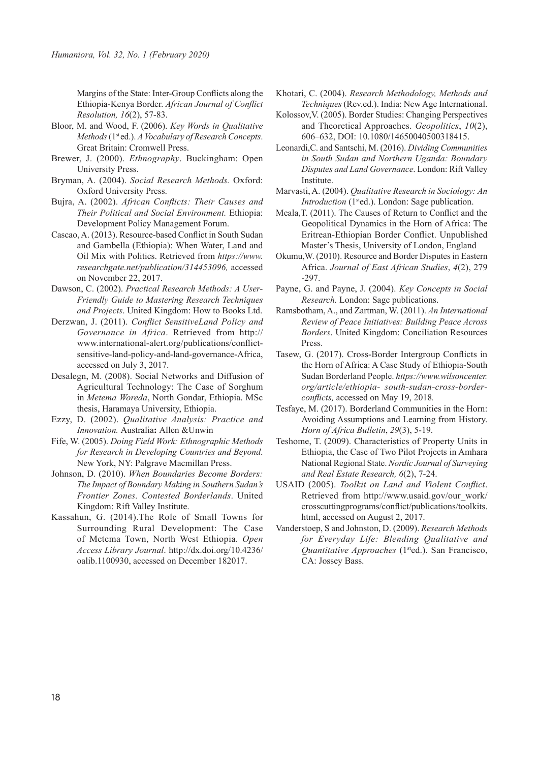Margins of the State: Inter-Group Conflicts along the Ethiopia-Kenya Border. *African Journal of Conflict Resolution, 16*(2), 57-83.

Bloor, M. and Wood, F. (2006). *Key Words in Qualitative Methods* (1st ed.). *A Vocabulary of Research Concepts*. Great Britain: Cromwell Press.

Brewer, J. (2000). *Ethnography*. Buckingham: Open University Press.

Bryman, A. (2004). *Social Research Methods.* Oxford: Oxford University Press.

Bujra, A. (2002). *African Conflicts: Their Causes and Their Political and Social Environment.* Ethiopia: Development Policy Management Forum.

Cascao, A. (2013). Resource-based Conflict in South Sudan and Gambella (Ethiopia): When Water, Land and Oil Mix with Politics. Retrieved from *https://www.researchgate.net/publication/314453096,* accessed on November 22, 2017.

Dawson, C. (2002). *Practical Research Methods: A User-Friendly Guide to Mastering Research Techniques and Projects*. United Kingdom: How to Books Ltd.

Derzwan, J. (2011). *Conflict SensitiveLand Policy and Governance in Africa*. Retrieved from http://www.international-alert.org/publications/conflict-sensitive-land-policy-and-land-governance-Africa, accessed on July 3, 2017.

Desalegn, M. (2008). Social Networks and Diffusion of Agricultural Technology: The Case of Sorghum in *Metema Woreda*, North Gondar, Ethiopia. MSc thesis, Haramaya University, Ethiopia.

Ezzy, D. (2002). *Qualitative Analysis: Practice and Innovation.* Australia**:** Allen &Unwin

Fife, W. (2005). *Doing Field Work: Ethnographic Methods for Research in Developing Countries and Beyond*. New York, NY: Palgrave Macmillan Press.

Johnson, D. (2010). *When Boundaries Become Borders: The Impact of Boundary Making in Southern Sudan's Frontier Zones. Contested Borderlands*. United Kingdom: Rift Valley Institute.

Kassahun, G. (2014).The Role of Small Towns for Surrounding Rural Development: The Case of Metema Town, North West Ethiopia. *Open Access Library Journal*. http://dx.doi.org/10.4236/oalib.1100930, accessed on December 182017.

Khotari, C. (2004). *Research Methodology, Methods and Techniques* (Rev.ed.). India: New Age International.

Kolossov,V. (2005). Border Studies: Changing Perspectives and Theoretical Approaches. *Geopolitics*, *10*(2), 606–632, DOI: 10.1080/14650040500318415.

Leonardi,C. and Santschi, M. (2016). *Dividing Communities in South Sudan and Northern Uganda: Boundary Disputes and Land Governance*. London: Rift Valley Institute.

Marvasti, A. (2004). *Qualitative Research in Sociology: An Introduction* (1sted.). London: Sage publication.

Meala,T. (2011). The Causes of Return to Conflict and the Geopolitical Dynamics in the Horn of Africa: The Eritrean-Ethiopian Border Conflict. Unpublished Master's Thesis, University of London, England

Okumu,W. (2010). Resource and Border Disputes in Eastern Africa. *Journal of East African Studies*, *4*(2), 279 -297.

Payne, G. and Payne, J. (2004). *Key Concepts in Social Research.* London: Sage publications.

Ramsbotham, A., and Zartman, W. (2011). *An International Review of Peace Initiatives: Building Peace Across Borders*. United Kingdom: Conciliation Resources Press.

Tasew, G. (2017). Cross-Border Intergroup Conflicts in the Horn of Africa: A Case Study of Ethiopia-South Sudan Borderland People. *https://www.wilsoncenter.org/article/ethiopia- south-sudan-cross-border-conflicts,* accessed on May 19, 2018*.*

Tesfaye, M. (2017). Borderland Communities in the Horn: Avoiding Assumptions and Learning from History. *Horn of Africa Bulletin*, *29*(3), 5-19.

Teshome, T. (2009). Characteristics of Property Units in Ethiopia, the Case of Two Pilot Projects in Amhara National Regional State. *Nordic Journal of Surveying and Real Estate Research, 6*(2), 7-24.

USAID (2005). *Toolkit on Land and Violent Conflict*. Retrieved from http://www.usaid.gov/our_work/crosscuttingprograms/conflict/publications/toolkits.html, accessed on August 2, 2017.

Vanderstoep, S and Johnston, D. (2009). *Research Methods for Everyday Life: Blending Qualitative and Quantitative Approaches* (1sted.). San Francisco, CA: Jossey Bass.